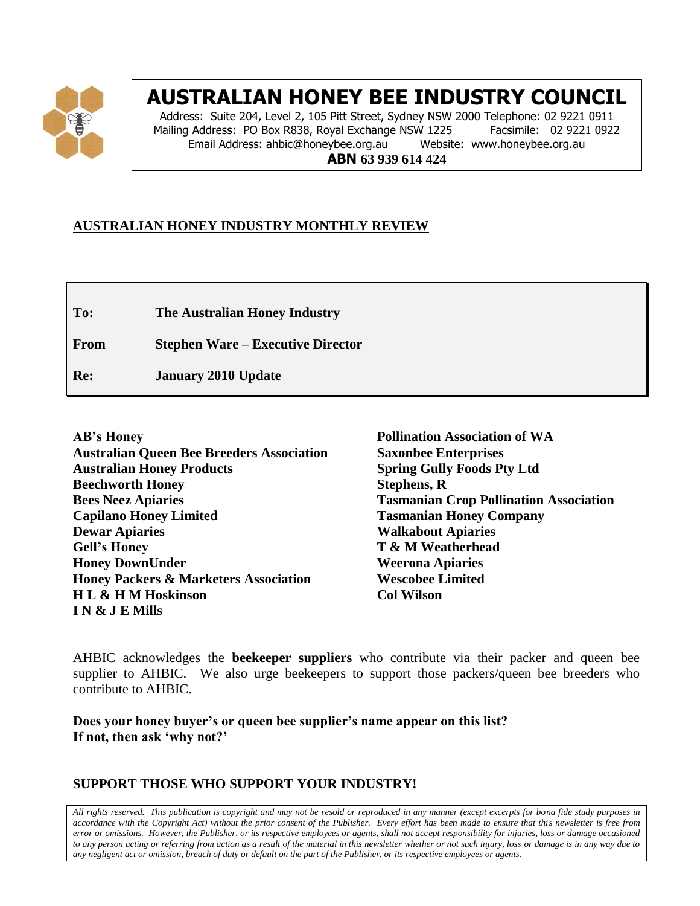# AUSTRALIAN HONEY BEE INDUSTRY COUNCIL

Address: Suite 204, Level 2, 105 Pitt Street, Sydney NSW 2000 Telephone: 02 9221 0911
Mailing Address: PO Box R838, Royal Exchange NSW 1225 Facsimile: 02 9221 0922
Email Address: ahbic@honeybee.org.au Website: www.honeybee.org.au
**ABN 63 939 614 424**

## AUSTRALIAN HONEY INDUSTRY MONTHLY REVIEW

| | |
|---|---|
| **To:** | **The Australian Honey Industry** |
| **From** | **Stephen Ware – Executive Director** |
| **Re:** | **January 2010 Update** |

**AB's Honey**
**Australian Queen Bee Breeders Association**
**Australian Honey Products**
**Beechworth Honey**
**Bees Neez Apiaries**
**Capilano Honey Limited**
**Dewar Apiaries**
**Gell's Honey**
**Honey DownUnder**
**Honey Packers & Marketers Association**
**H L & H M Hoskinson**
**I N & J E Mills**
**Pollination Association of WA**
**Saxonbee Enterprises**
**Spring Gully Foods Pty Ltd**
**Stephens, R**
**Tasmanian Crop Pollination Association**
**Tasmanian Honey Company**
**Walkabout Apiaries**
**T & M Weatherhead**
**Weerona Apiaries**
**Wescobee Limited**
**Col Wilson**

AHBIC acknowledges the **beekeeper suppliers** who contribute via their packer and queen bee supplier to AHBIC. We also urge beekeepers to support those packers/queen bee breeders who contribute to AHBIC.

**Does your honey buyer's or queen bee supplier's name appear on this list?**
**If not, then ask 'why not?'**

**SUPPORT THOSE WHO SUPPORT YOUR INDUSTRY!**

*All rights reserved. This publication is copyright and may not be resold or reproduced in any manner (except excerpts for bona fide study purposes in accordance with the Copyright Act) without the prior consent of the Publisher. Every effort has been made to ensure that this newsletter is free from error or omissions. However, the Publisher, or its respective employees or agents, shall not accept responsibility for injuries, loss or damage occasioned to any person acting or referring from action as a result of the material in this newsletter whether or not such injury, loss or damage is in any way due to any negligent act or omission, breach of duty or default on the part of the Publisher, or its respective employees or agents.*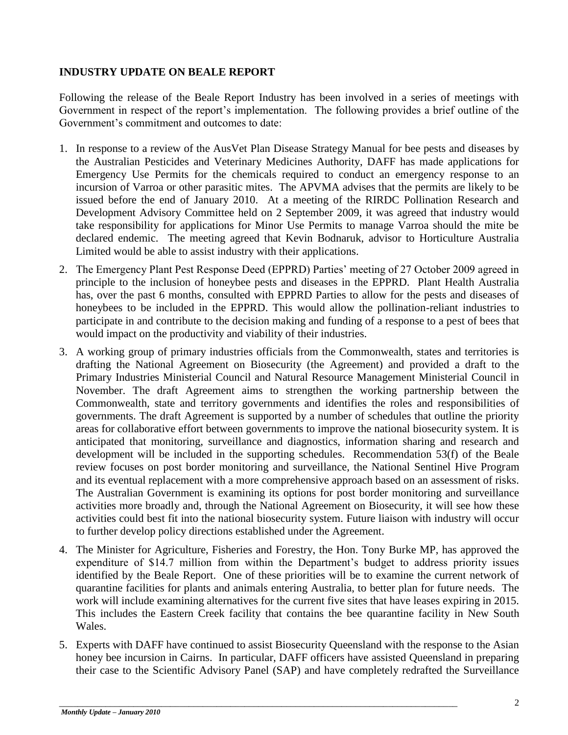**INDUSTRY UPDATE ON BEALE REPORT**

Following the release of the Beale Report Industry has been involved in a series of meetings with Government in respect of the report's implementation. The following provides a brief outline of the Government's commitment and outcomes to date:

1. In response to a review of the AusVet Plan Disease Strategy Manual for bee pests and diseases by the Australian Pesticides and Veterinary Medicines Authority, DAFF has made applications for Emergency Use Permits for the chemicals required to conduct an emergency response to an incursion of Varroa or other parasitic mites. The APVMA advises that the permits are likely to be issued before the end of January 2010. At a meeting of the RIRDC Pollination Research and Development Advisory Committee held on 2 September 2009, it was agreed that industry would take responsibility for applications for Minor Use Permits to manage Varroa should the mite be declared endemic. The meeting agreed that Kevin Bodnaruk, advisor to Horticulture Australia Limited would be able to assist industry with their applications.
2. The Emergency Plant Pest Response Deed (EPPRD) Parties' meeting of 27 October 2009 agreed in principle to the inclusion of honeybee pests and diseases in the EPPRD. Plant Health Australia has, over the past 6 months, consulted with EPPRD Parties to allow for the pests and diseases of honeybees to be included in the EPPRD. This would allow the pollination-reliant industries to participate in and contribute to the decision making and funding of a response to a pest of bees that would impact on the productivity and viability of their industries.
3. A working group of primary industries officials from the Commonwealth, states and territories is drafting the National Agreement on Biosecurity (the Agreement) and provided a draft to the Primary Industries Ministerial Council and Natural Resource Management Ministerial Council in November. The draft Agreement aims to strengthen the working partnership between the Commonwealth, state and territory governments and identifies the roles and responsibilities of governments. The draft Agreement is supported by a number of schedules that outline the priority areas for collaborative effort between governments to improve the national biosecurity system. It is anticipated that monitoring, surveillance and diagnostics, information sharing and research and development will be included in the supporting schedules. Recommendation 53(f) of the Beale review focuses on post border monitoring and surveillance, the National Sentinel Hive Program and its eventual replacement with a more comprehensive approach based on an assessment of risks. The Australian Government is examining its options for post border monitoring and surveillance activities more broadly and, through the National Agreement on Biosecurity, it will see how these activities could best fit into the national biosecurity system. Future liaison with industry will occur to further develop policy directions established under the Agreement.
4. The Minister for Agriculture, Fisheries and Forestry, the Hon. Tony Burke MP, has approved the expenditure of $14.7 million from within the Department's budget to address priority issues identified by the Beale Report. One of these priorities will be to examine the current network of quarantine facilities for plants and animals entering Australia, to better plan for future needs. The work will include examining alternatives for the current five sites that have leases expiring in 2015. This includes the Eastern Creek facility that contains the bee quarantine facility in New South Wales.
5. Experts with DAFF have continued to assist Biosecurity Queensland with the response to the Asian honey bee incursion in Cairns. In particular, DAFF officers have assisted Queensland in preparing their case to the Scientific Advisory Panel (SAP) and have completely redrafted the Surveillance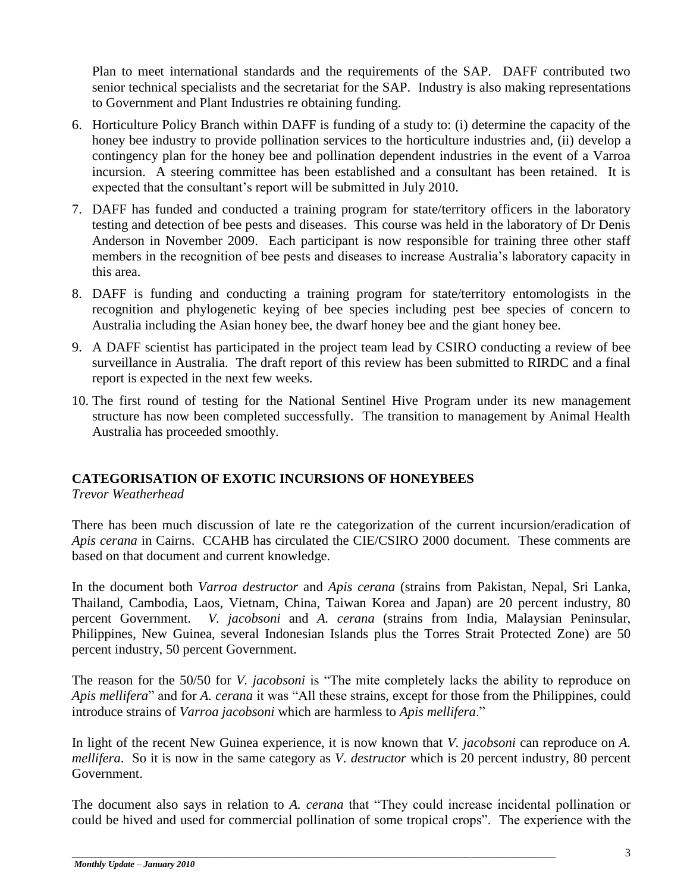Plan to meet international standards and the requirements of the SAP. DAFF contributed two senior technical specialists and the secretariat for the SAP. Industry is also making representations to Government and Plant Industries re obtaining funding.

6. Horticulture Policy Branch within DAFF is funding of a study to: (i) determine the capacity of the honey bee industry to provide pollination services to the horticulture industries and, (ii) develop a contingency plan for the honey bee and pollination dependent industries in the event of a Varroa incursion. A steering committee has been established and a consultant has been retained. It is expected that the consultant's report will be submitted in July 2010.
7. DAFF has funded and conducted a training program for state/territory officers in the laboratory testing and detection of bee pests and diseases. This course was held in the laboratory of Dr Denis Anderson in November 2009. Each participant is now responsible for training three other staff members in the recognition of bee pests and diseases to increase Australia's laboratory capacity in this area.
8. DAFF is funding and conducting a training program for state/territory entomologists in the recognition and phylogenetic keying of bee species including pest bee species of concern to Australia including the Asian honey bee, the dwarf honey bee and the giant honey bee.
9. A DAFF scientist has participated in the project team lead by CSIRO conducting a review of bee surveillance in Australia. The draft report of this review has been submitted to RIRDC and a final report is expected in the next few weeks.
10. The first round of testing for the National Sentinel Hive Program under its new management structure has now been completed successfully. The transition to management by Animal Health Australia has proceeded smoothly.

## CATEGORISATION OF EXOTIC INCURSIONS OF HONEYBEES

*Trevor Weatherhead*

There has been much discussion of late re the categorization of the current incursion/eradication of *Apis cerana* in Cairns. CCAHB has circulated the CIE/CSIRO 2000 document. These comments are based on that document and current knowledge.

In the document both *Varroa destructor* and *Apis cerana* (strains from Pakistan, Nepal, Sri Lanka, Thailand, Cambodia, Laos, Vietnam, China, Taiwan Korea and Japan) are 20 percent industry, 80 percent Government. *V. jacobsoni* and *A. cerana* (strains from India, Malaysian Peninsular, Philippines, New Guinea, several Indonesian Islands plus the Torres Strait Protected Zone) are 50 percent industry, 50 percent Government.

The reason for the 50/50 for *V. jacobsoni* is "The mite completely lacks the ability to reproduce on *Apis mellifera*" and for *A. cerana* it was "All these strains, except for those from the Philippines, could introduce strains of *Varroa jacobsoni* which are harmless to *Apis mellifera*."

In light of the recent New Guinea experience, it is now known that *V. jacobsoni* can reproduce on *A. mellifera*. So it is now in the same category as *V. destructor* which is 20 percent industry, 80 percent Government.

The document also says in relation to *A. cerana* that "They could increase incidental pollination or could be hived and used for commercial pollination of some tropical crops". The experience with the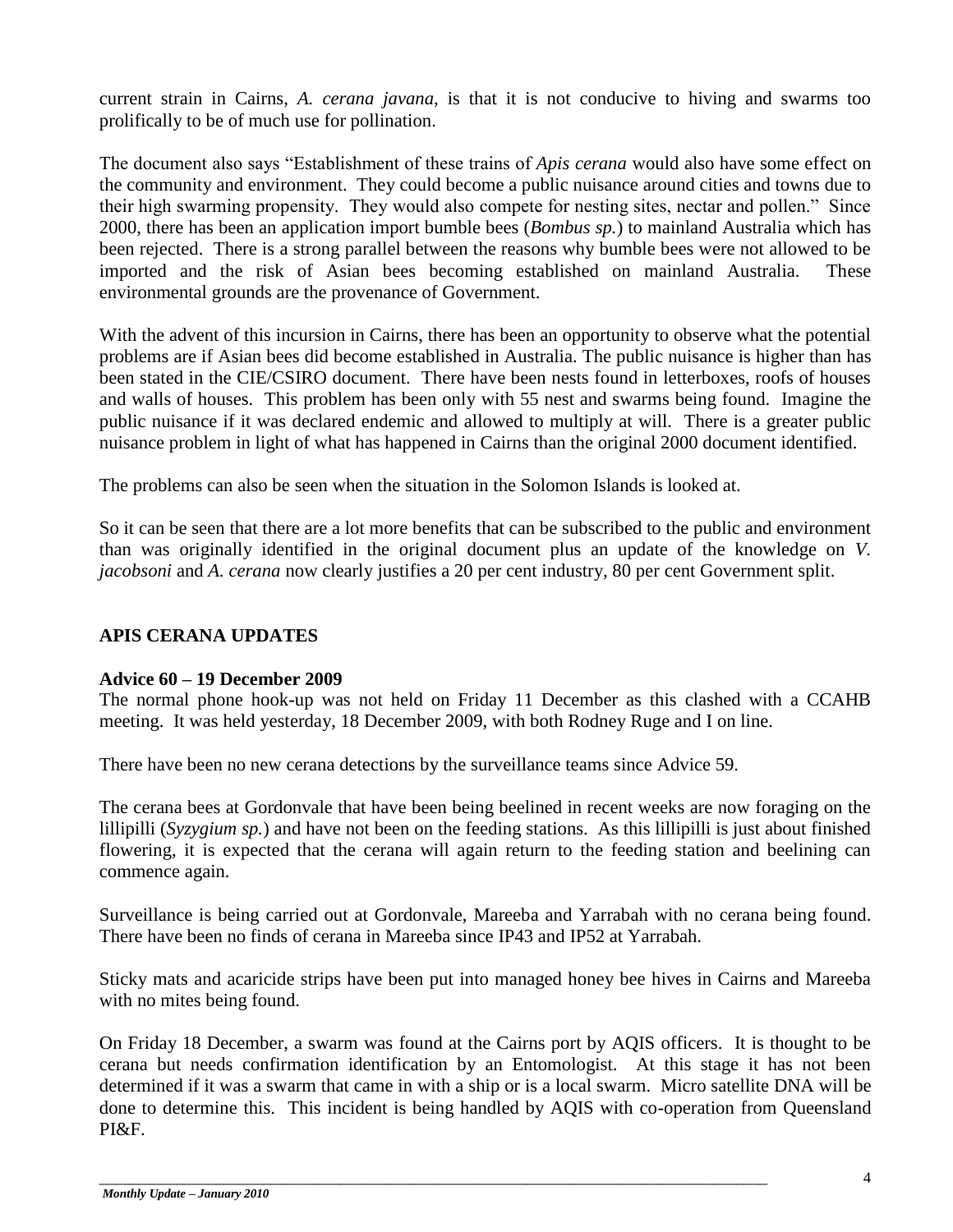current strain in Cairns, *A. cerana javana*, is that it is not conducive to hiving and swarms too prolifically to be of much use for pollination.

The document also says "Establishment of these trains of *Apis cerana* would also have some effect on the community and environment. They could become a public nuisance around cities and towns due to their high swarming propensity. They would also compete for nesting sites, nectar and pollen." Since 2000, there has been an application import bumble bees (*Bombus sp.*) to mainland Australia which has been rejected. There is a strong parallel between the reasons why bumble bees were not allowed to be imported and the risk of Asian bees becoming established on mainland Australia. These environmental grounds are the provenance of Government.

With the advent of this incursion in Cairns, there has been an opportunity to observe what the potential problems are if Asian bees did become established in Australia. The public nuisance is higher than has been stated in the CIE/CSIRO document. There have been nests found in letterboxes, roofs of houses and walls of houses. This problem has been only with 55 nest and swarms being found. Imagine the public nuisance if it was declared endemic and allowed to multiply at will. There is a greater public nuisance problem in light of what has happened in Cairns than the original 2000 document identified.

The problems can also be seen when the situation in the Solomon Islands is looked at.

So it can be seen that there are a lot more benefits that can be subscribed to the public and environment than was originally identified in the original document plus an update of the knowledge on *V. jacobsoni* and *A. cerana* now clearly justifies a 20 per cent industry, 80 per cent Government split.

## APIS CERANA UPDATES

### Advice 60 – 19 December 2009

The normal phone hook-up was not held on Friday 11 December as this clashed with a CCAHB meeting. It was held yesterday, 18 December 2009, with both Rodney Ruge and I on line.

There have been no new cerana detections by the surveillance teams since Advice 59.

The cerana bees at Gordonvale that have been being beelined in recent weeks are now foraging on the lillipilli (*Syzygium sp.*) and have not been on the feeding stations. As this lillipilli is just about finished flowering, it is expected that the cerana will again return to the feeding station and beelining can commence again.

Surveillance is being carried out at Gordonvale, Mareeba and Yarrabah with no cerana being found. There have been no finds of cerana in Mareeba since IP43 and IP52 at Yarrabah.

Sticky mats and acaricide strips have been put into managed honey bee hives in Cairns and Mareeba with no mites being found.

On Friday 18 December, a swarm was found at the Cairns port by AQIS officers. It is thought to be cerana but needs confirmation identification by an Entomologist. At this stage it has not been determined if it was a swarm that came in with a ship or is a local swarm. Micro satellite DNA will be done to determine this. This incident is being handled by AQIS with co-operation from Queensland PI&F.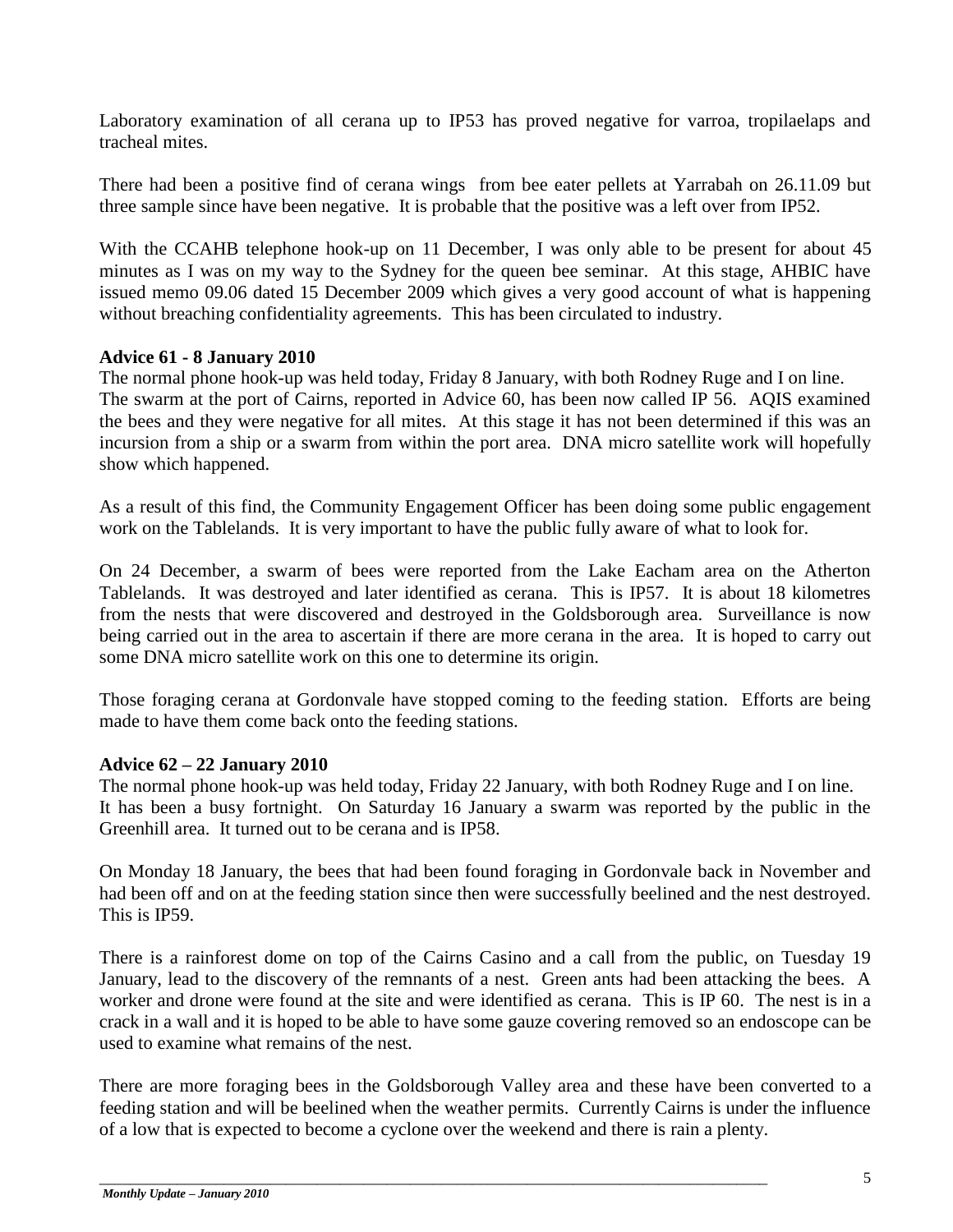Laboratory examination of all cerana up to IP53 has proved negative for varroa, tropilaelaps and tracheal mites.

There had been a positive find of cerana wings from bee eater pellets at Yarrabah on 26.11.09 but three sample since have been negative. It is probable that the positive was a left over from IP52.

With the CCAHB telephone hook-up on 11 December, I was only able to be present for about 45 minutes as I was on my way to the Sydney for the queen bee seminar. At this stage, AHBIC have issued memo 09.06 dated 15 December 2009 which gives a very good account of what is happening without breaching confidentiality agreements. This has been circulated to industry.

**Advice 61 - 8 January 2010**

The normal phone hook-up was held today, Friday 8 January, with both Rodney Ruge and I on line. The swarm at the port of Cairns, reported in Advice 60, has been now called IP 56. AQIS examined the bees and they were negative for all mites. At this stage it has not been determined if this was an incursion from a ship or a swarm from within the port area. DNA micro satellite work will hopefully show which happened.

As a result of this find, the Community Engagement Officer has been doing some public engagement work on the Tablelands. It is very important to have the public fully aware of what to look for.

On 24 December, a swarm of bees were reported from the Lake Eacham area on the Atherton Tablelands. It was destroyed and later identified as cerana. This is IP57. It is about 18 kilometres from the nests that were discovered and destroyed in the Goldsborough area. Surveillance is now being carried out in the area to ascertain if there are more cerana in the area. It is hoped to carry out some DNA micro satellite work on this one to determine its origin.

Those foraging cerana at Gordonvale have stopped coming to the feeding station. Efforts are being made to have them come back onto the feeding stations.

**Advice 62 – 22 January 2010**

The normal phone hook-up was held today, Friday 22 January, with both Rodney Ruge and I on line. It has been a busy fortnight. On Saturday 16 January a swarm was reported by the public in the Greenhill area. It turned out to be cerana and is IP58.

On Monday 18 January, the bees that had been found foraging in Gordonvale back in November and had been off and on at the feeding station since then were successfully beelined and the nest destroyed. This is IP59.

There is a rainforest dome on top of the Cairns Casino and a call from the public, on Tuesday 19 January, lead to the discovery of the remnants of a nest. Green ants had been attacking the bees. A worker and drone were found at the site and were identified as cerana. This is IP 60. The nest is in a crack in a wall and it is hoped to be able to have some gauze covering removed so an endoscope can be used to examine what remains of the nest.

There are more foraging bees in the Goldsborough Valley area and these have been converted to a feeding station and will be beelined when the weather permits. Currently Cairns is under the influence of a low that is expected to become a cyclone over the weekend and there is rain a plenty.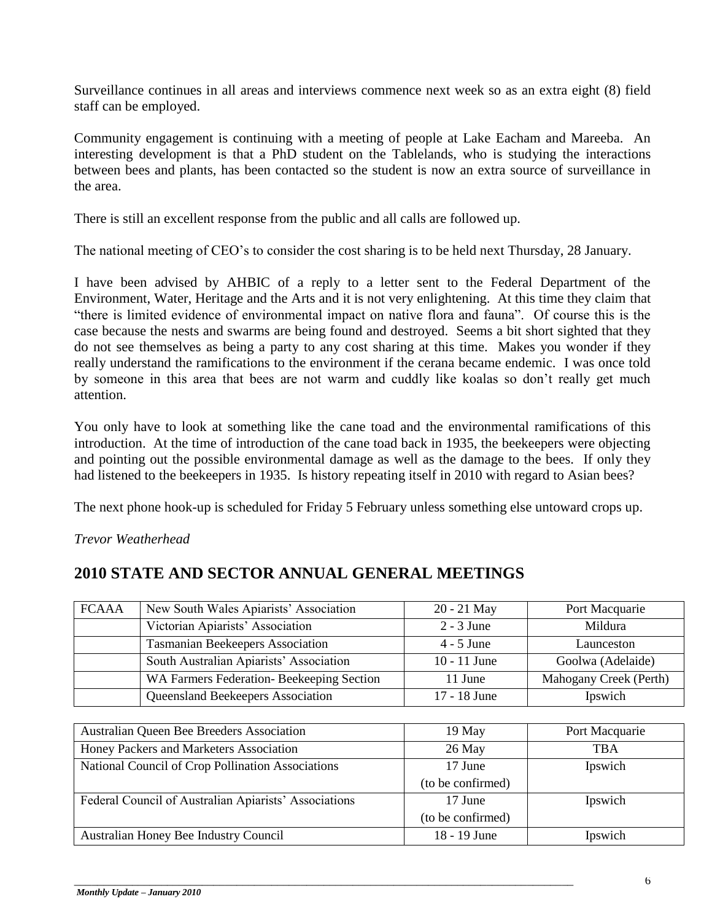Surveillance continues in all areas and interviews commence next week so as an extra eight (8) field staff can be employed.

Community engagement is continuing with a meeting of people at Lake Eacham and Mareeba. An interesting development is that a PhD student on the Tablelands, who is studying the interactions between bees and plants, has been contacted so the student is now an extra source of surveillance in the area.

There is still an excellent response from the public and all calls are followed up.

The national meeting of CEO's to consider the cost sharing is to be held next Thursday, 28 January.

I have been advised by AHBIC of a reply to a letter sent to the Federal Department of the Environment, Water, Heritage and the Arts and it is not very enlightening. At this time they claim that "there is limited evidence of environmental impact on native flora and fauna". Of course this is the case because the nests and swarms are being found and destroyed. Seems a bit short sighted that they do not see themselves as being a party to any cost sharing at this time. Makes you wonder if they really understand the ramifications to the environment if the cerana became endemic. I was once told by someone in this area that bees are not warm and cuddly like koalas so don't really get much attention.

You only have to look at something like the cane toad and the environmental ramifications of this introduction. At the time of introduction of the cane toad back in 1935, the beekeepers were objecting and pointing out the possible environmental damage as well as the damage to the bees. If only they had listened to the beekeepers in 1935. Is history repeating itself in 2010 with regard to Asian bees?

The next phone hook-up is scheduled for Friday 5 February unless something else untoward crops up.

*Trevor Weatherhead*

## 2010 STATE AND SECTOR ANNUAL GENERAL MEETINGS

| | | | |
|---|---|---|---|
| FCAAA | New South Wales Apiarists' Association | 20 - 21 May | Port Macquarie |
| | Victorian Apiarists' Association | 2 - 3 June | Mildura |
| | Tasmanian Beekeepers Association | 4 - 5 June | Launceston |
| | South Australian Apiarists' Association | 10 - 11 June | Goolwa (Adelaide) |
| | WA Farmers Federation- Beekeeping Section | 11 June | Mahogany Creek (Perth) |
| | Queensland Beekeepers Association | 17 - 18 June | Ipswich |

| | | |
|---|---|---|
| Australian Queen Bee Breeders Association | 19 May | Port Macquarie |
| Honey Packers and Marketers Association | 26 May | TBA |
| National Council of Crop Pollination Associations | 17 June (to be confirmed) | Ipswich |
| Federal Council of Australian Apiarists' Associations | 17 June (to be confirmed) | Ipswich |
| Australian Honey Bee Industry Council | 18 - 19 June | Ipswich |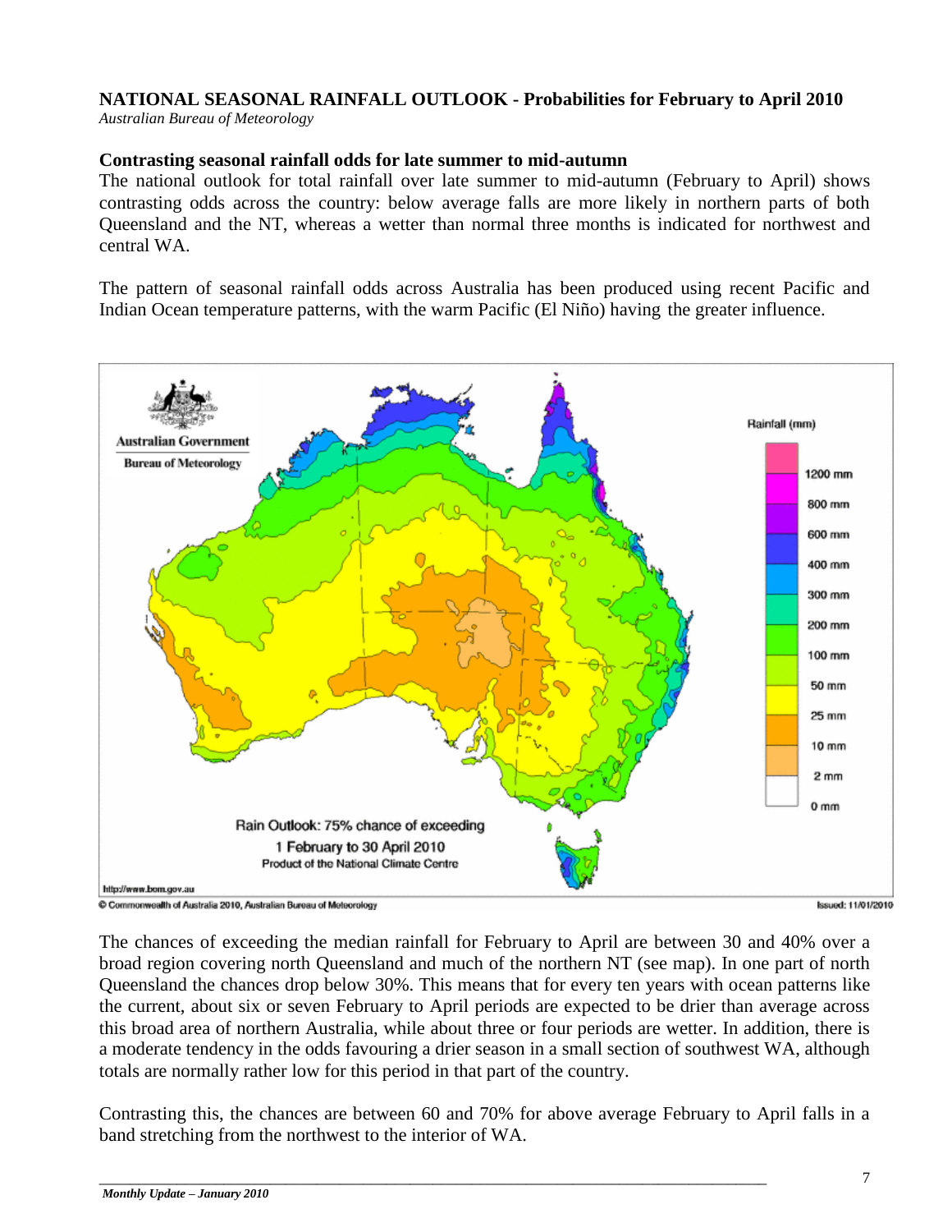**NATIONAL SEASONAL RAINFALL OUTLOOK - Probabilities for February to April 2010**
*Australian Bureau of Meteorology*

**Contrasting seasonal rainfall odds for late summer to mid-autumn**

The national outlook for total rainfall over late summer to mid-autumn (February to April) shows contrasting odds across the country: below average falls are more likely in northern parts of both Queensland and the NT, whereas a wetter than normal three months is indicated for northwest and central WA.

The pattern of seasonal rainfall odds across Australia has been produced using recent Pacific and Indian Ocean temperature patterns, with the warm Pacific (El Niño) having the greater influence.

The chances of exceeding the median rainfall for February to April are between 30 and 40% over a broad region covering north Queensland and much of the northern NT (see map). In one part of north Queensland the chances drop below 30%. This means that for every ten years with ocean patterns like the current, about six or seven February to April periods are expected to be drier than average across this broad area of northern Australia, while about three or four periods are wetter. In addition, there is a moderate tendency in the odds favouring a drier season in a small section of southwest WA, although totals are normally rather low for this period in that part of the country.

Contrasting this, the chances are between 60 and 70% for above average February to April falls in a band stretching from the northwest to the interior of WA.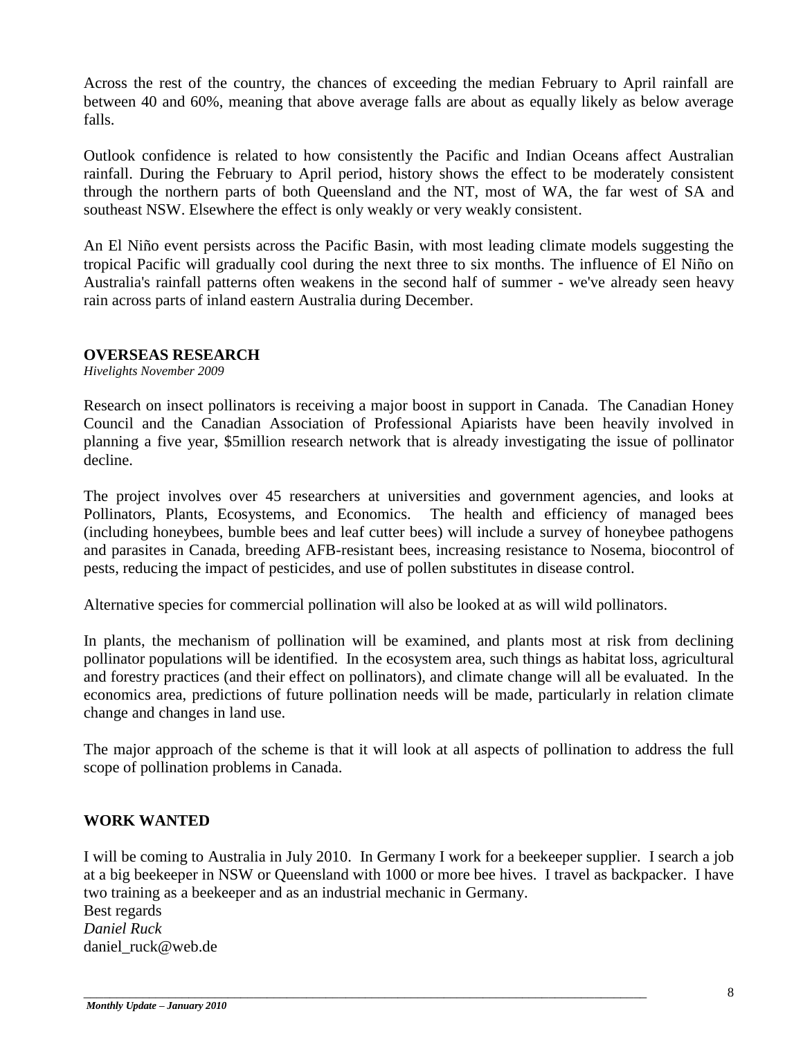Across the rest of the country, the chances of exceeding the median February to April rainfall are between 40 and 60%, meaning that above average falls are about as equally likely as below average falls.

Outlook confidence is related to how consistently the Pacific and Indian Oceans affect Australian rainfall. During the February to April period, history shows the effect to be moderately consistent through the northern parts of both Queensland and the NT, most of WA, the far west of SA and southeast NSW. Elsewhere the effect is only weakly or very weakly consistent.

An El Niño event persists across the Pacific Basin, with most leading climate models suggesting the tropical Pacific will gradually cool during the next three to six months. The influence of El Niño on Australia's rainfall patterns often weakens in the second half of summer - we've already seen heavy rain across parts of inland eastern Australia during December.

## OVERSEAS RESEARCH

*Hivelights November 2009*

Research on insect pollinators is receiving a major boost in support in Canada. The Canadian Honey Council and the Canadian Association of Professional Apiarists have been heavily involved in planning a five year, $5million research network that is already investigating the issue of pollinator decline.

The project involves over 45 researchers at universities and government agencies, and looks at Pollinators, Plants, Ecosystems, and Economics. The health and efficiency of managed bees (including honeybees, bumble bees and leaf cutter bees) will include a survey of honeybee pathogens and parasites in Canada, breeding AFB-resistant bees, increasing resistance to Nosema, biocontrol of pests, reducing the impact of pesticides, and use of pollen substitutes in disease control.

Alternative species for commercial pollination will also be looked at as will wild pollinators.

In plants, the mechanism of pollination will be examined, and plants most at risk from declining pollinator populations will be identified. In the ecosystem area, such things as habitat loss, agricultural and forestry practices (and their effect on pollinators), and climate change will all be evaluated. In the economics area, predictions of future pollination needs will be made, particularly in relation climate change and changes in land use.

The major approach of the scheme is that it will look at all aspects of pollination to address the full scope of pollination problems in Canada.

## WORK WANTED

I will be coming to Australia in July 2010. In Germany I work for a beekeeper supplier. I search a job at a big beekeeper in NSW or Queensland with 1000 or more bee hives. I travel as backpacker. I have two training as a beekeeper and as an industrial mechanic in Germany.
Best regards
*Daniel Ruck*
daniel_ruck@web.de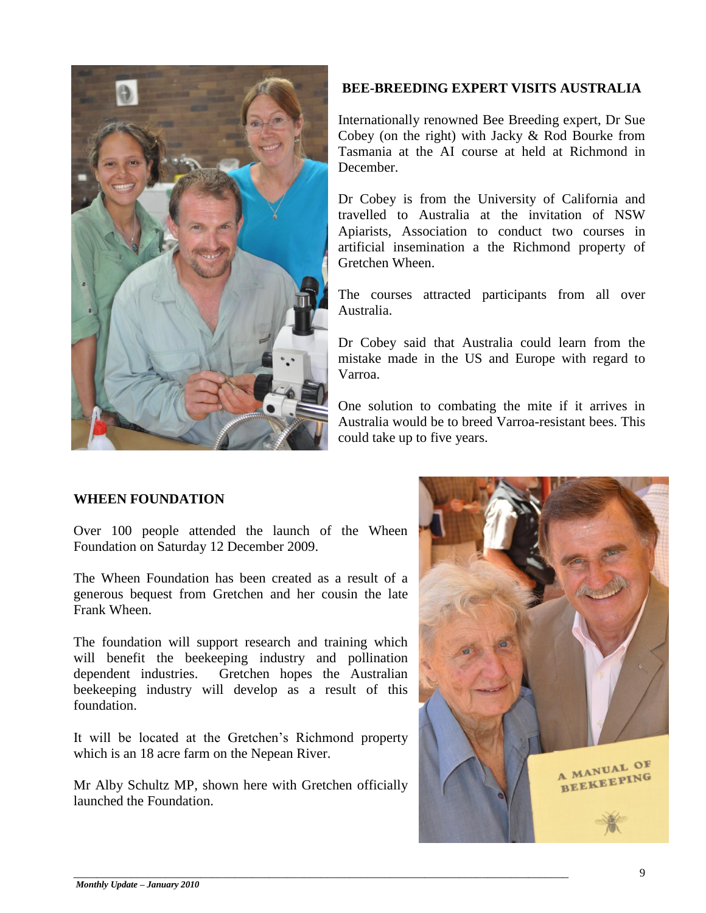## BEE-BREEDING EXPERT VISITS AUSTRALIA

Internationally renowned Bee Breeding expert, Dr Sue Cobey (on the right) with Jacky & Rod Bourke from Tasmania at the AI course at held at Richmond in December.

Dr Cobey is from the University of California and travelled to Australia at the invitation of NSW Apiarists, Association to conduct two courses in artificial insemination a the Richmond property of Gretchen Wheen.

The courses attracted participants from all over Australia.

Dr Cobey said that Australia could learn from the mistake made in the US and Europe with regard to Varroa.

One solution to combating the mite if it arrives in Australia would be to breed Varroa-resistant bees. This could take up to five years.

## WHEEN FOUNDATION

Over 100 people attended the launch of the Wheen Foundation on Saturday 12 December 2009.

The Wheen Foundation has been created as a result of a generous bequest from Gretchen and her cousin the late Frank Wheen.

The foundation will support research and training which will benefit the beekeeping industry and pollination dependent industries. Gretchen hopes the Australian beekeeping industry will develop as a result of this foundation.

It will be located at the Gretchen's Richmond property which is an 18 acre farm on the Nepean River.

Mr Alby Schultz MP, shown here with Gretchen officially launched the Foundation.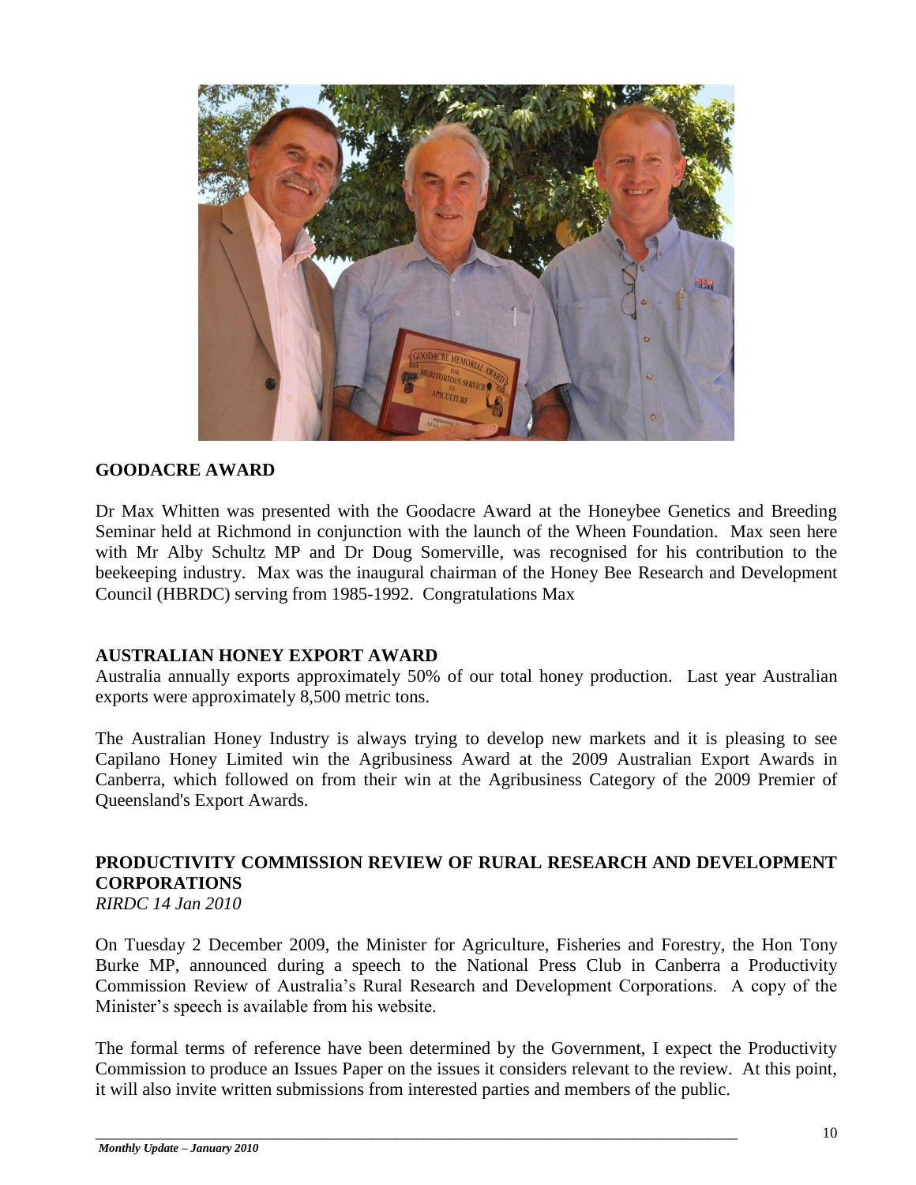## GOODACRE AWARD

Dr Max Whitten was presented with the Goodacre Award at the Honeybee Genetics and Breeding Seminar held at Richmond in conjunction with the launch of the Wheen Foundation. Max seen here with Mr Alby Schultz MP and Dr Doug Somerville, was recognised for his contribution to the beekeeping industry. Max was the inaugural chairman of the Honey Bee Research and Development Council (HBRDC) serving from 1985-1992. Congratulations Max

## AUSTRALIAN HONEY EXPORT AWARD

Australia annually exports approximately 50% of our total honey production. Last year Australian exports were approximately 8,500 metric tons.

The Australian Honey Industry is always trying to develop new markets and it is pleasing to see Capilano Honey Limited win the Agribusiness Award at the 2009 Australian Export Awards in Canberra, which followed on from their win at the Agribusiness Category of the 2009 Premier of Queensland's Export Awards.

## PRODUCTIVITY COMMISSION REVIEW OF RURAL RESEARCH AND DEVELOPMENT CORPORATIONS

*RIRDC 14 Jan 2010*

On Tuesday 2 December 2009, the Minister for Agriculture, Fisheries and Forestry, the Hon Tony Burke MP, announced during a speech to the National Press Club in Canberra a Productivity Commission Review of Australia's Rural Research and Development Corporations. A copy of the Minister's speech is available from his website.

The formal terms of reference have been determined by the Government, I expect the Productivity Commission to produce an Issues Paper on the issues it considers relevant to the review. At this point, it will also invite written submissions from interested parties and members of the public.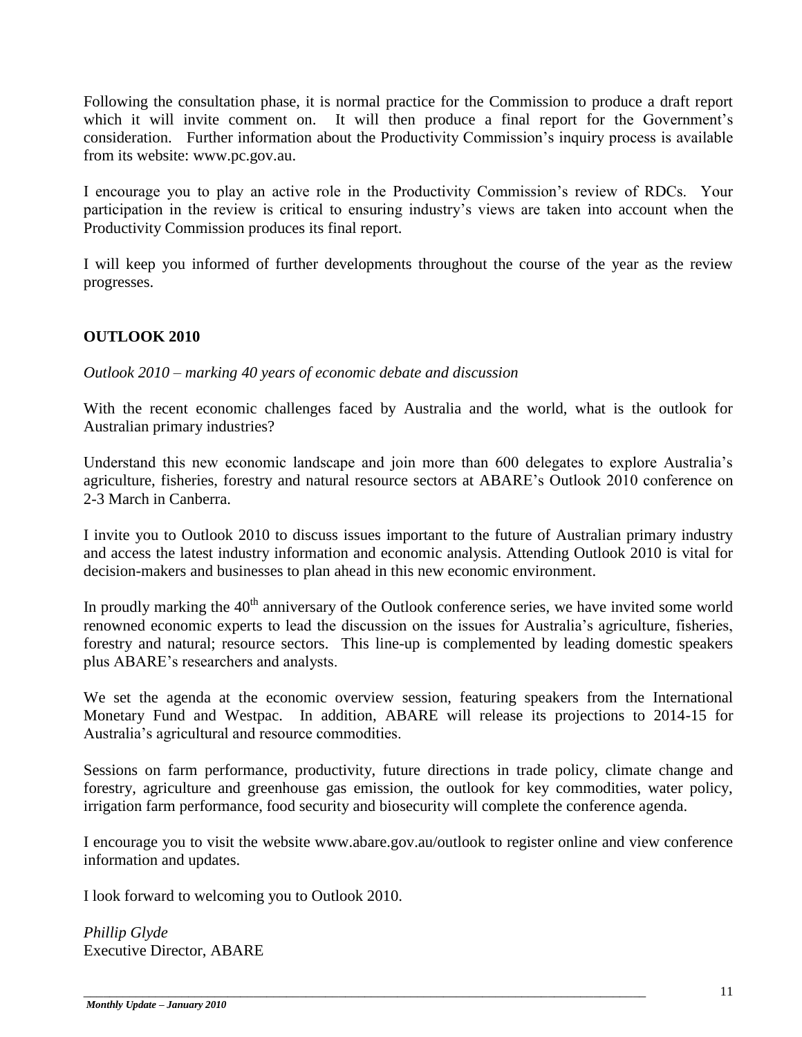Following the consultation phase, it is normal practice for the Commission to produce a draft report which it will invite comment on. It will then produce a final report for the Government's consideration. Further information about the Productivity Commission's inquiry process is available from its website: www.pc.gov.au.

I encourage you to play an active role in the Productivity Commission's review of RDCs. Your participation in the review is critical to ensuring industry's views are taken into account when the Productivity Commission produces its final report.

I will keep you informed of further developments throughout the course of the year as the review progresses.

## OUTLOOK 2010

*Outlook 2010 – marking 40 years of economic debate and discussion*

With the recent economic challenges faced by Australia and the world, what is the outlook for Australian primary industries?

Understand this new economic landscape and join more than 600 delegates to explore Australia's agriculture, fisheries, forestry and natural resource sectors at ABARE's Outlook 2010 conference on 2-3 March in Canberra.

I invite you to Outlook 2010 to discuss issues important to the future of Australian primary industry and access the latest industry information and economic analysis. Attending Outlook 2010 is vital for decision-makers and businesses to plan ahead in this new economic environment.

In proudly marking the 40th anniversary of the Outlook conference series, we have invited some world renowned economic experts to lead the discussion on the issues for Australia's agriculture, fisheries, forestry and natural; resource sectors. This line-up is complemented by leading domestic speakers plus ABARE's researchers and analysts.

We set the agenda at the economic overview session, featuring speakers from the International Monetary Fund and Westpac. In addition, ABARE will release its projections to 2014-15 for Australia's agricultural and resource commodities.

Sessions on farm performance, productivity, future directions in trade policy, climate change and forestry, agriculture and greenhouse gas emission, the outlook for key commodities, water policy, irrigation farm performance, food security and biosecurity will complete the conference agenda.

I encourage you to visit the website www.abare.gov.au/outlook to register online and view conference information and updates.

I look forward to welcoming you to Outlook 2010.

*Phillip Glyde*
Executive Director, ABARE